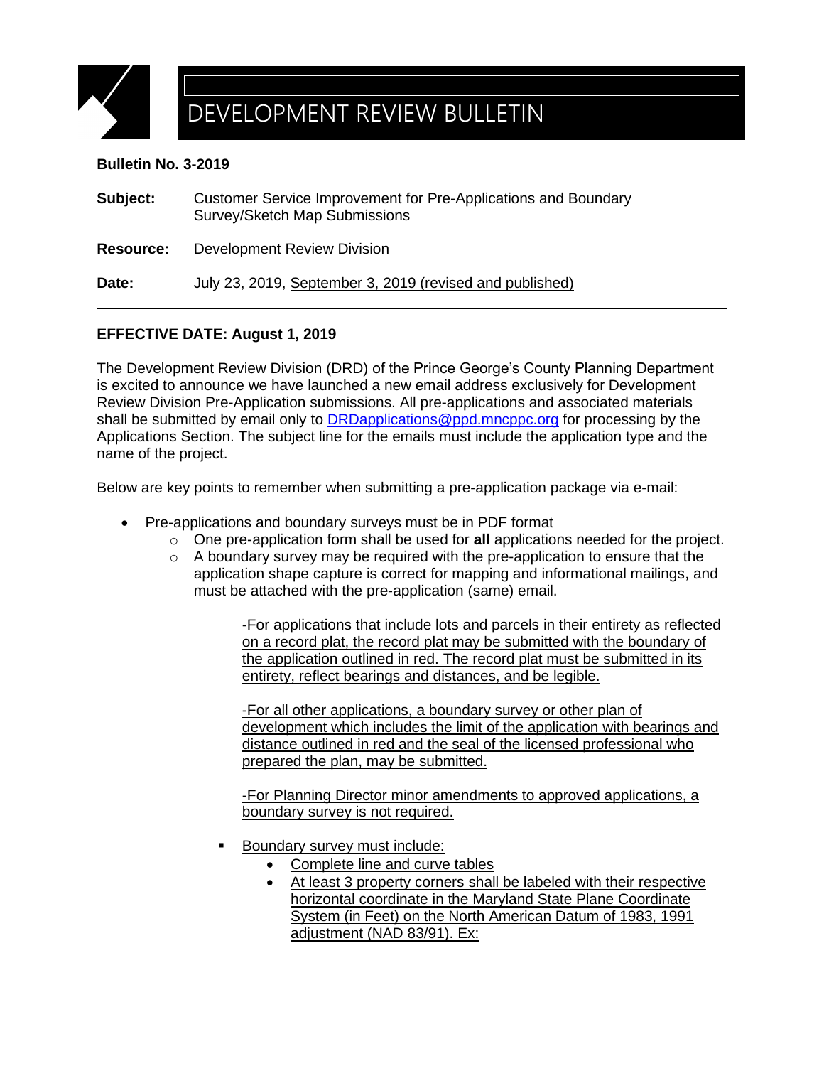# DEVELOPMENT REVIEW BULLETIN

**Bulletin No. 3-2019**

**Subject:** Customer Service Improvement for Pre-Applications and Boundary Survey/Sketch Map Submissions

**Resource:** Development Review Division

**Date:** July 23, 2019, September 3, 2019 (revised and published)

---

**EFFECTIVE DATE: August 1, 2019**

The Development Review Division (DRD) of the Prince George's County Planning Department is excited to announce we have launched a new email address exclusively for Development Review Division Pre-Application submissions. All pre-applications and associated materials shall be submitted by email only to DRDapplications@ppd.mncppc.org for processing by the Applications Section. The subject line for the emails must include the application type and the name of the project.

Below are key points to remember when submitting a pre-application package via e-mail:

- Pre-applications and boundary surveys must be in PDF format
  - One pre-application form shall be used for **all** applications needed for the project.
  - A boundary survey may be required with the pre-application to ensure that the application shape capture is correct for mapping and informational mailings, and must be attached with the pre-application (same) email.

    -For applications that include lots and parcels in their entirety as reflected on a record plat, the record plat may be submitted with the boundary of the application outlined in red. The record plat must be submitted in its entirety, reflect bearings and distances, and be legible.

    -For all other applications, a boundary survey or other plan of development which includes the limit of the application with bearings and distance outlined in red and the seal of the licensed professional who prepared the plan, may be submitted.

    -For Planning Director minor amendments to approved applications, a boundary survey is not required.

    - Boundary survey must include:
      - Complete line and curve tables
      - At least 3 property corners shall be labeled with their respective horizontal coordinate in the Maryland State Plane Coordinate System (in Feet) on the North American Datum of 1983, 1991 adjustment (NAD 83/91). Ex: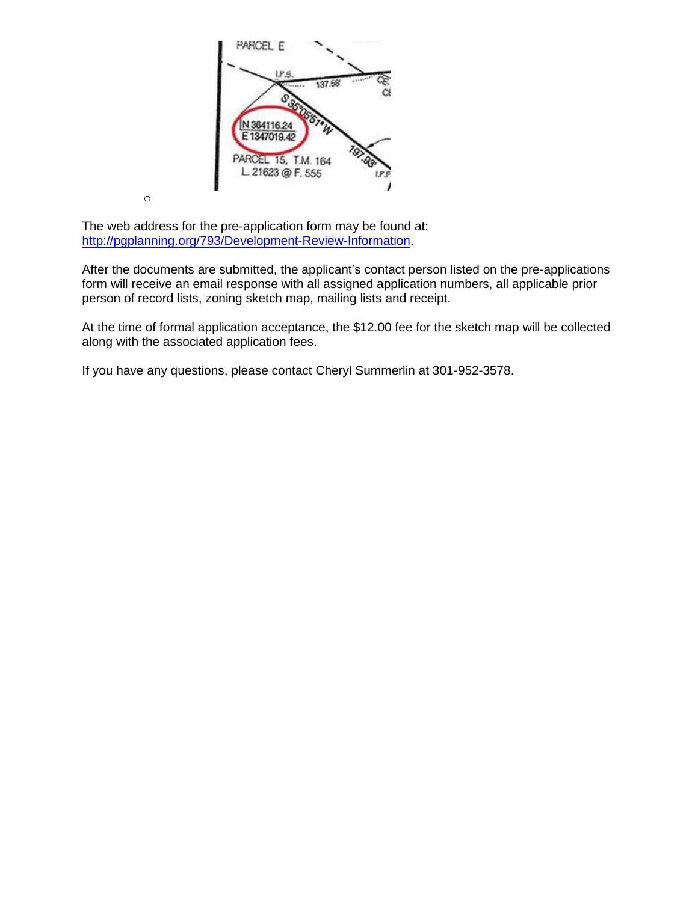The web address for the pre-application form may be found at: http://pgplanning.org/793/Development-Review-Information.

After the documents are submitted, the applicant's contact person listed on the pre-applications form will receive an email response with all assigned application numbers, all applicable prior person of record lists, zoning sketch map, mailing lists and receipt.

At the time of formal application acceptance, the $12.00 fee for the sketch map will be collected along with the associated application fees.

If you have any questions, please contact Cheryl Summerlin at 301-952-3578.